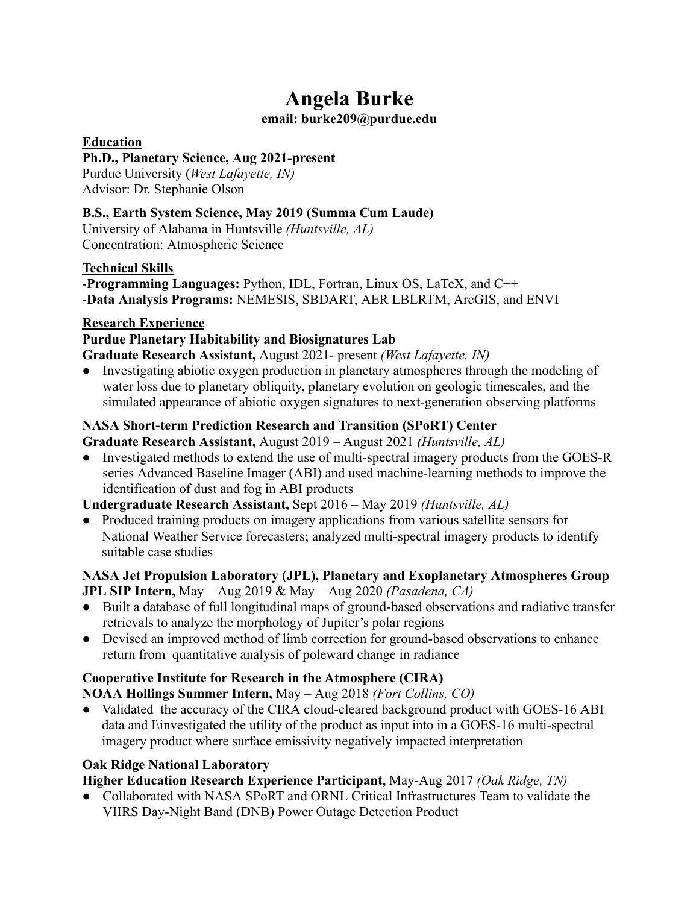# Angela Burke

**email: burke209@purdue.edu**

## Education

**Ph.D., Planetary Science, Aug 2021-present**
Purdue University (*West Lafayette, IN)*
Advisor: Dr. Stephanie Olson

**B.S., Earth System Science, May 2019 (Summa Cum Laude)**
University of Alabama in Huntsville *(Huntsville, AL)*
Concentration: Atmospheric Science

## Technical Skills

-**Programming Languages:** Python, IDL, Fortran, Linux OS, LaTeX, and C++
-**Data Analysis Programs:** NEMESIS, SBDART, AER LBLRTM, ArcGIS, and ENVI

## Research Experience

### Purdue Planetary Habitability and Biosignatures Lab

**Graduate Research Assistant,** August 2021- present *(West Lafayette, IN)*

- Investigating abiotic oxygen production in planetary atmospheres through the modeling of water loss due to planetary obliquity, planetary evolution on geologic timescales, and the simulated appearance of abiotic oxygen signatures to next-generation observing platforms

### NASA Short-term Prediction Research and Transition (SPoRT) Center

**Graduate Research Assistant,** August 2019 – August 2021 *(Huntsville, AL)*

- Investigated methods to extend the use of multi-spectral imagery products from the GOES-R series Advanced Baseline Imager (ABI) and used machine-learning methods to improve the identification of dust and fog in ABI products

**Undergraduate Research Assistant,** Sept 2016 – May 2019 *(Huntsville, AL)*

- Produced training products on imagery applications from various satellite sensors for National Weather Service forecasters; analyzed multi-spectral imagery products to identify suitable case studies

### NASA Jet Propulsion Laboratory (JPL), Planetary and Exoplanetary Atmospheres Group

**JPL SIP Intern,** May – Aug 2019 & May – Aug 2020 *(Pasadena, CA)*

- Built a database of full longitudinal maps of ground-based observations and radiative transfer retrievals to analyze the morphology of Jupiter's polar regions
- Devised an improved method of limb correction for ground-based observations to enhance return from quantitative analysis of poleward change in radiance

### Cooperative Institute for Research in the Atmosphere (CIRA)

**NOAA Hollings Summer Intern,** May – Aug 2018 *(Fort Collins, CO)*

- Validated the accuracy of the CIRA cloud-cleared background product with GOES-16 ABI data and I\investigated the utility of the product as input into in a GOES-16 multi-spectral imagery product where surface emissivity negatively impacted interpretation

### Oak Ridge National Laboratory

**Higher Education Research Experience Participant,** May-Aug 2017 *(Oak Ridge, TN)*

- Collaborated with NASA SPoRT and ORNL Critical Infrastructures Team to validate the VIIRS Day-Night Band (DNB) Power Outage Detection Product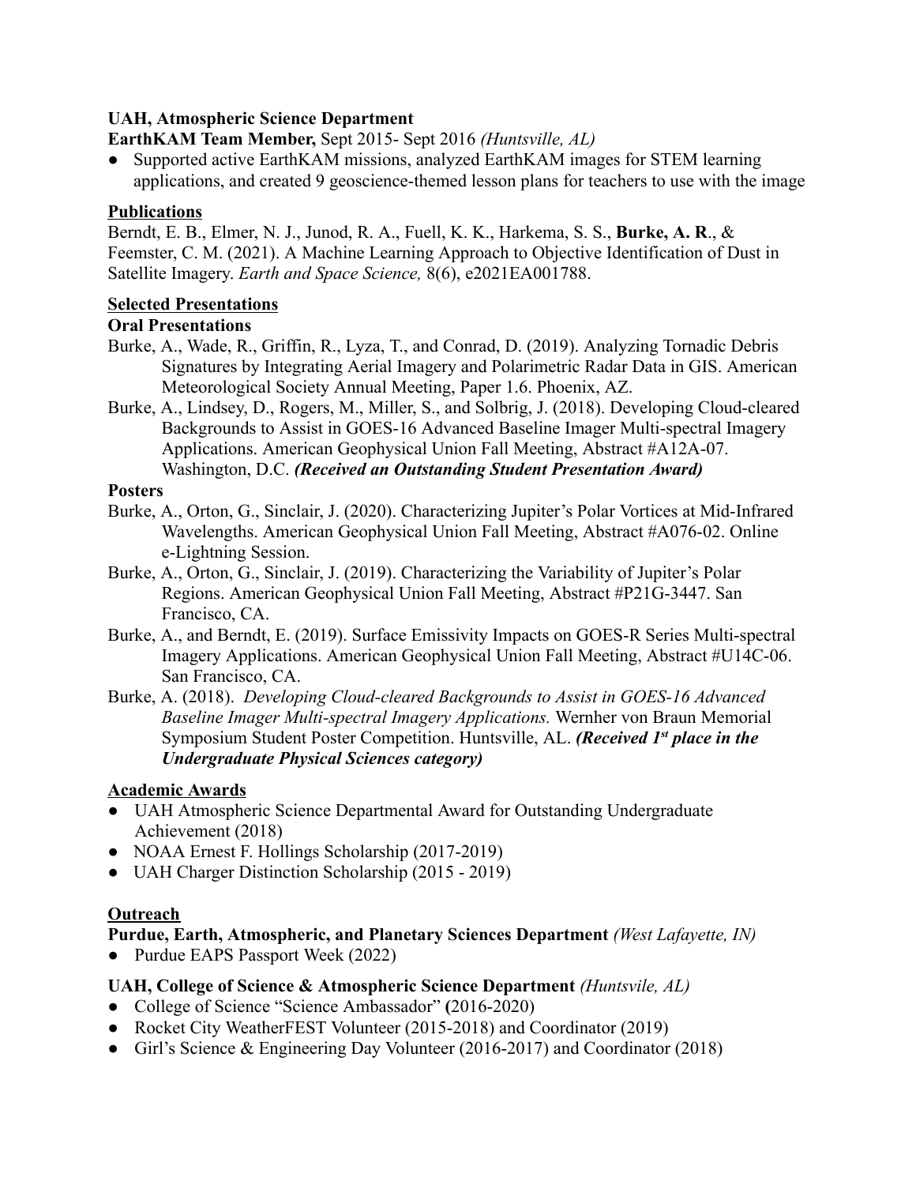**UAH, Atmospheric Science Department**
**EarthKAM Team Member,** Sept 2015- Sept 2016 *(Huntsville, AL)*

- Supported active EarthKAM missions, analyzed EarthKAM images for STEM learning applications, and created 9 geoscience-themed lesson plans for teachers to use with the image

## Publications

Berndt, E. B., Elmer, N. J., Junod, R. A., Fuell, K. K., Harkema, S. S., **Burke, A. R**., & Feemster, C. M. (2021). A Machine Learning Approach to Objective Identification of Dust in Satellite Imagery. *Earth and Space Science,* 8(6), e2021EA001788.

## Selected Presentations

### Oral Presentations

Burke, A., Wade, R., Griffin, R., Lyza, T., and Conrad, D. (2019). Analyzing Tornadic Debris Signatures by Integrating Aerial Imagery and Polarimetric Radar Data in GIS. American Meteorological Society Annual Meeting, Paper 1.6. Phoenix, AZ.

Burke, A., Lindsey, D., Rogers, M., Miller, S., and Solbrig, J. (2018). Developing Cloud-cleared Backgrounds to Assist in GOES-16 Advanced Baseline Imager Multi-spectral Imagery Applications. American Geophysical Union Fall Meeting, Abstract #A12A-07. Washington, D.C. ***(Received an Outstanding Student Presentation Award)***

### Posters

Burke, A., Orton, G., Sinclair, J. (2020). Characterizing Jupiter's Polar Vortices at Mid-Infrared Wavelengths. American Geophysical Union Fall Meeting, Abstract #A076-02. Online e-Lightning Session.

Burke, A., Orton, G., Sinclair, J. (2019). Characterizing the Variability of Jupiter's Polar Regions. American Geophysical Union Fall Meeting, Abstract #P21G-3447. San Francisco, CA.

Burke, A., and Berndt, E. (2019). Surface Emissivity Impacts on GOES-R Series Multi-spectral Imagery Applications. American Geophysical Union Fall Meeting, Abstract #U14C-06. San Francisco, CA.

Burke, A. (2018). *Developing Cloud-cleared Backgrounds to Assist in GOES-16 Advanced Baseline Imager Multi-spectral Imagery Applications.* Wernher von Braun Memorial Symposium Student Poster Competition. Huntsville, AL. ***(Received 1st place in the Undergraduate Physical Sciences category)***

## Academic Awards

- UAH Atmospheric Science Departmental Award for Outstanding Undergraduate Achievement (2018)
- NOAA Ernest F. Hollings Scholarship (2017-2019)
- UAH Charger Distinction Scholarship (2015 - 2019)

## Outreach

**Purdue, Earth, Atmospheric, and Planetary Sciences Department** *(West Lafayette, IN)*

- Purdue EAPS Passport Week (2022)

**UAH, College of Science & Atmospheric Science Department** *(Huntsvile, AL)*

- College of Science "Science Ambassador" (2016-2020)
- Rocket City WeatherFEST Volunteer (2015-2018) and Coordinator (2019)
- Girl's Science & Engineering Day Volunteer (2016-2017) and Coordinator (2018)